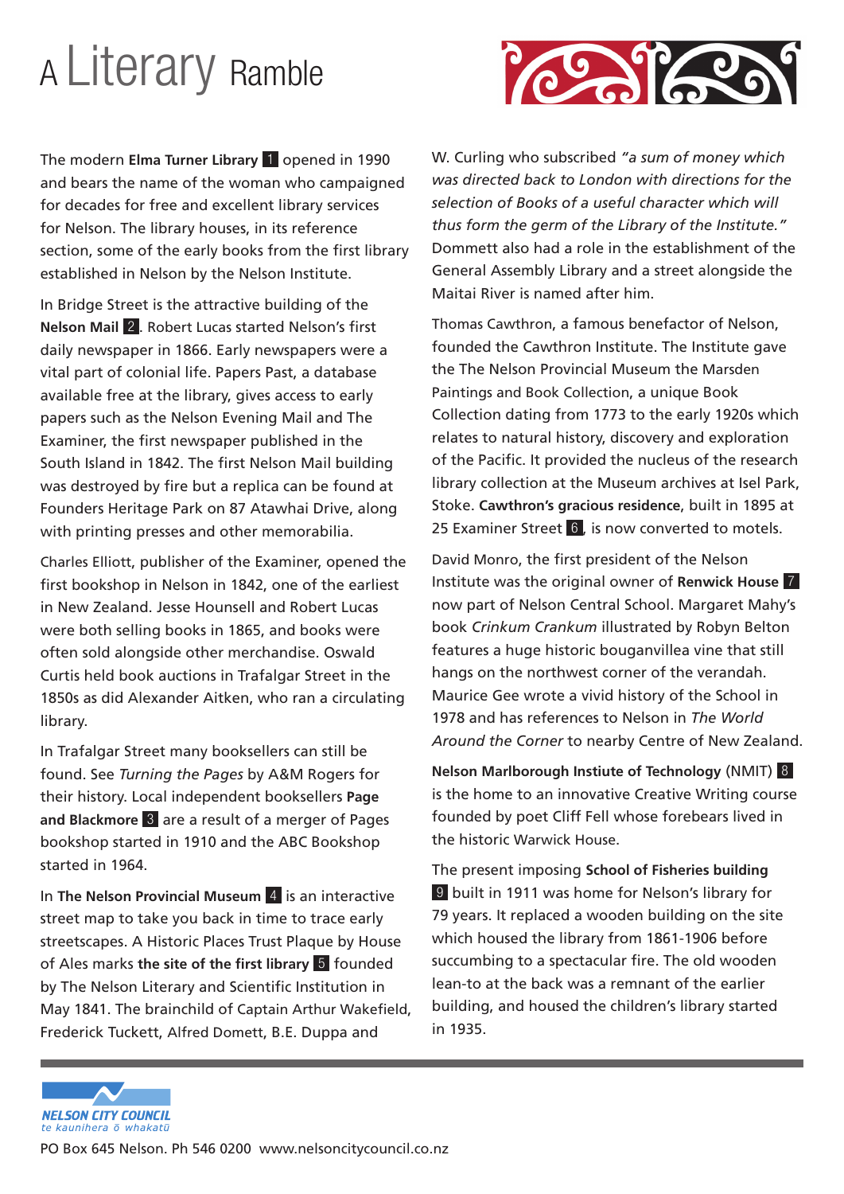# A Literary Ramble

The modern **Elma Turner Library** 1 opened in 1990 and bears the name of the woman who campaigned for decades for free and excellent library services for Nelson. The library houses, in its reference section, some of the early books from the first library established in Nelson by the Nelson Institute.

In Bridge Street is the attractive building of the **Nelson Mail** 2. Robert Lucas started Nelson's first daily newspaper in 1866. Early newspapers were a vital part of colonial life. Papers Past, a database available free at the library, gives access to early papers such as the Nelson Evening Mail and The Examiner, the first newspaper published in the South Island in 1842. The first Nelson Mail building was destroyed by fire but a replica can be found at Founders Heritage Park on 87 Atawhai Drive, along with printing presses and other memorabilia.

Charles Elliott, publisher of the Examiner, opened the first bookshop in Nelson in 1842, one of the earliest in New Zealand. Jesse Hounsell and Robert Lucas were both selling books in 1865, and books were often sold alongside other merchandise. Oswald Curtis held book auctions in Trafalgar Street in the 1850s as did Alexander Aitken, who ran a circulating library.

In Trafalgar Street many booksellers can still be found. See *Turning the Pages* by A&M Rogers for their history. Local independent booksellers **Page and Blackmore** 3 are a result of a merger of Pages bookshop started in 1910 and the ABC Bookshop started in 1964.

In **The Nelson Provincial Museum** 4 is an interactive street map to take you back in time to trace early streetscapes. A Historic Places Trust Plaque by House of Ales marks **the site of the first library** 5 founded by The Nelson Literary and Scientific Institution in May 1841. The brainchild of Captain Arthur Wakefield, Frederick Tuckett, Alfred Domett, B.E. Duppa and W. Curling who subscribed *"a sum of money which was directed back to London with directions for the selection of Books of a useful character which will thus form the germ of the Library of the Institute."* Dommett also had a role in the establishment of the General Assembly Library and a street alongside the Maitai River is named after him.

Thomas Cawthron, a famous benefactor of Nelson, founded the Cawthron Institute. The Institute gave the The Nelson Provincial Museum the Marsden Paintings and Book Collection, a unique Book Collection dating from 1773 to the early 1920s which relates to natural history, discovery and exploration of the Pacific. It provided the nucleus of the research library collection at the Museum archives at Isel Park, Stoke. **Cawthron's gracious residence**, built in 1895 at 25 Examiner Street 6, is now converted to motels.

David Monro, the first president of the Nelson Institute was the original owner of **Renwick House** 7 now part of Nelson Central School. Margaret Mahy's book *Crinkum Crankum* illustrated by Robyn Belton features a huge historic bouganvillea vine that still hangs on the northwest corner of the verandah. Maurice Gee wrote a vivid history of the School in 1978 and has references to Nelson in *The World Around the Corner* to nearby Centre of New Zealand.

**Nelson Marlborough Instiute of Technology** (NMIT) 8 is the home to an innovative Creative Writing course founded by poet Cliff Fell whose forebears lived in the historic Warwick House.

The present imposing **School of Fisheries building** 9 built in 1911 was home for Nelson's library for 79 years. It replaced a wooden building on the site which housed the library from 1861-1906 before succumbing to a spectacular fire. The old wooden lean-to at the back was a remnant of the earlier building, and housed the children's library started in 1935.

NELSON CITY COUNCIL
te kaunihera ō whakatū

PO Box 645 Nelson. Ph 546 0200 www.nelsoncitycouncil.co.nz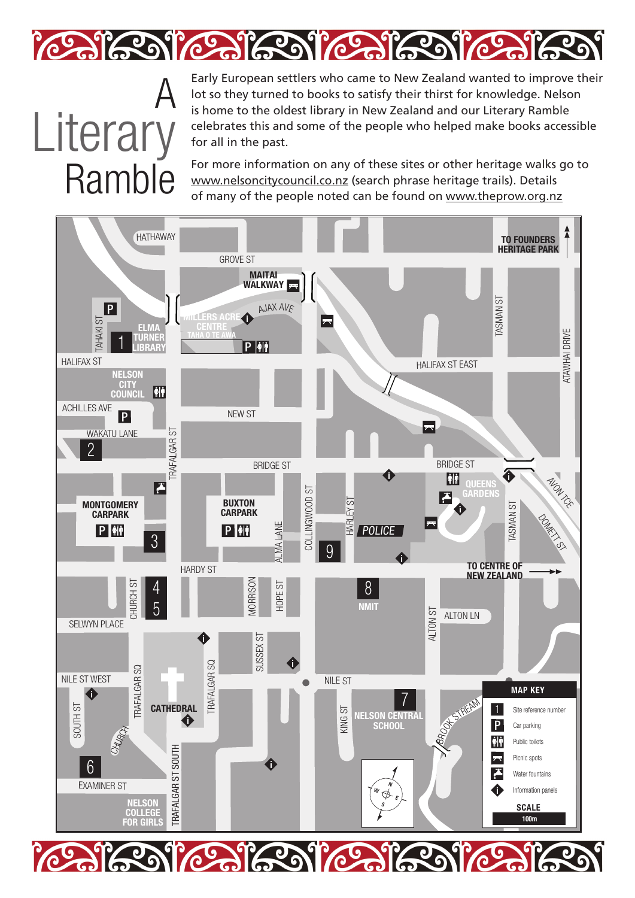# A Literary Ramble

Early European settlers who came to New Zealand wanted to improve their lot so they turned to books to satisfy their thirst for knowledge. Nelson is home to the oldest library in New Zealand and our Literary Ramble celebrates this and some of the people who helped make books accessible for all in the past.

For more information on any of these sites or other heritage walks go to www.nelsoncitycouncil.co.nz (search phrase heritage trails). Details of many of the people noted can be found on www.theprow.org.nz

HATHAWAY
GROVE ST
MAITAI WALKWAY
TO FOUNDERS HERITAGE PARK
AJAX AVE
MILLERS ACRE CENTRE
TAHA O TE AWA
TAHAKI ST
ELMA TURNER LIBRARY
TASMAN ST
ATAWHAI DRIVE
HALIFAX ST
HALIFAX ST EAST
NELSON CITY COUNCIL
ACHILLES AVE
NEW ST
WAKATU LANE
TRAFALGAR ST
BRIDGE ST
BRIDGE ST
AVON TCE
QUEENS GARDENS
DOMETT ST
MONTGOMERY CARPARK
BUXTON CARPARK
COLLINGWOOD ST
HARLEY ST
POLICE
ALMA LANE
TASMAN ST
HARDY ST
TO CENTRE OF NEW ZEALAND
CHURCH ST
MORRISON
HOPE ST
NMIT
ALTON ST
ALTON LN
SELWYN PLACE
SUSSEX ST
NILE ST WEST
TRAFALGAR SQ
TRAFALGAR SQ
NILE ST
CATHEDRAL
SOUTH ST
CHURCH
KING ST
NELSON CENTRAL SCHOOL
BROOK STREAM
EXAMINER ST
TRAFALGAR ST SOUTH
NELSON COLLEGE FOR GIRLS
N
E
S
W

1 2 3 4 5 6 7 8 9

MAP KEY

- 1 Site reference number
- P Car parking
- Public toilets
- Picnic spots
- Water fountains
- Information panels

SCALE
100m